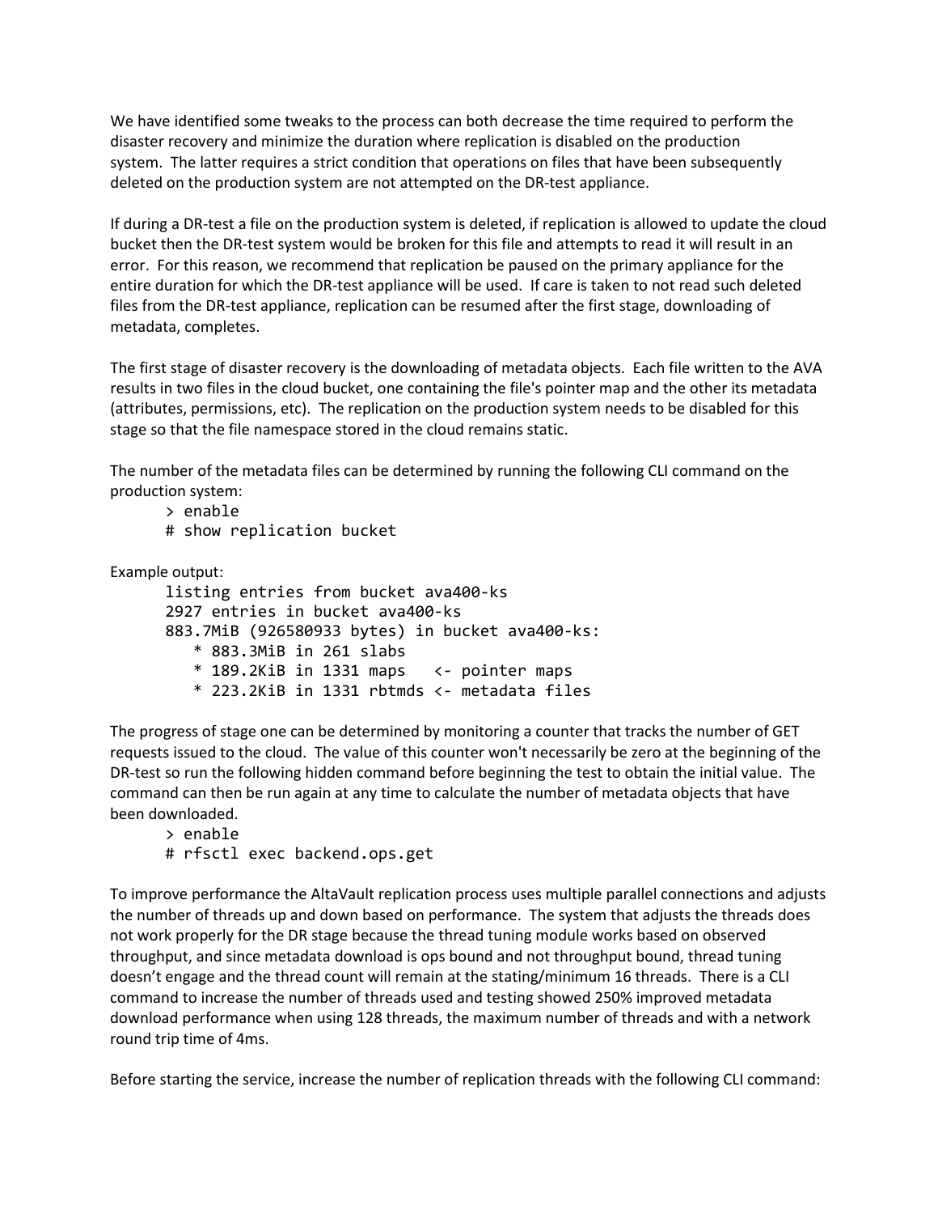We have identified some tweaks to the process can both decrease the time required to perform the disaster recovery and minimize the duration where replication is disabled on the production system. The latter requires a strict condition that operations on files that have been subsequently deleted on the production system are not attempted on the DR-test appliance.

If during a DR-test a file on the production system is deleted, if replication is allowed to update the cloud bucket then the DR-test system would be broken for this file and attempts to read it will result in an error. For this reason, we recommend that replication be paused on the primary appliance for the entire duration for which the DR-test appliance will be used. If care is taken to not read such deleted files from the DR-test appliance, replication can be resumed after the first stage, downloading of metadata, completes.

The first stage of disaster recovery is the downloading of metadata objects. Each file written to the AVA results in two files in the cloud bucket, one containing the file's pointer map and the other its metadata (attributes, permissions, etc). The replication on the production system needs to be disabled for this stage so that the file namespace stored in the cloud remains static.

The number of the metadata files can be determined by running the following CLI command on the production system:

```
> enable
# show replication bucket
```

Example output:

```
listing entries from bucket ava400-ks
2927 entries in bucket ava400-ks
883.7MiB (926580933 bytes) in bucket ava400-ks:
   * 883.3MiB in 261 slabs
   * 189.2KiB in 1331 maps   <- pointer maps
   * 223.2KiB in 1331 rbtmds <- metadata files
```

The progress of stage one can be determined by monitoring a counter that tracks the number of GET requests issued to the cloud. The value of this counter won't necessarily be zero at the beginning of the DR-test so run the following hidden command before beginning the test to obtain the initial value. The command can then be run again at any time to calculate the number of metadata objects that have been downloaded.

```
> enable
# rfsctl exec backend.ops.get
```

To improve performance the AltaVault replication process uses multiple parallel connections and adjusts the number of threads up and down based on performance. The system that adjusts the threads does not work properly for the DR stage because the thread tuning module works based on observed throughput, and since metadata download is ops bound and not throughput bound, thread tuning doesn't engage and the thread count will remain at the stating/minimum 16 threads. There is a CLI command to increase the number of threads used and testing showed 250% improved metadata download performance when using 128 threads, the maximum number of threads and with a network round trip time of 4ms.

Before starting the service, increase the number of replication threads with the following CLI command: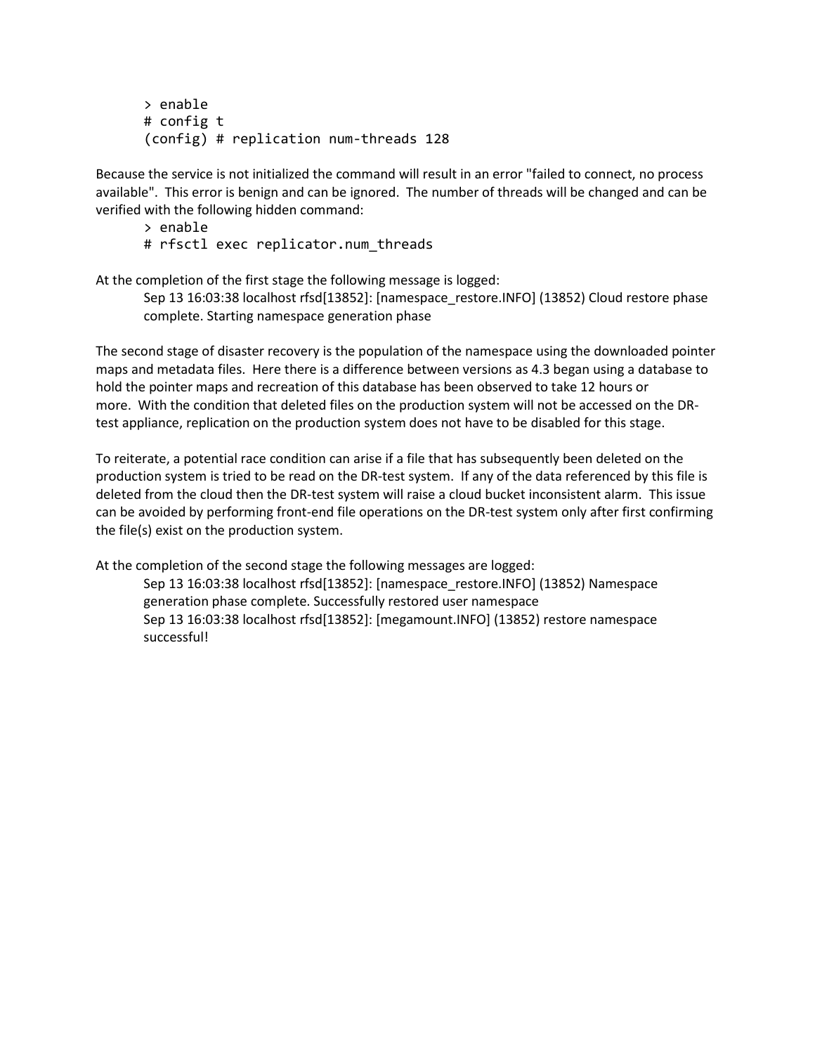```
> enable
# config t
(config) # replication num-threads 128
```

Because the service is not initialized the command will result in an error "failed to connect, no process available". This error is benign and can be ignored. The number of threads will be changed and can be verified with the following hidden command:

```
> enable
# rfsctl exec replicator.num_threads
```

At the completion of the first stage the following message is logged:

> Sep 13 16:03:38 localhost rfsd[13852]: [namespace_restore.INFO] (13852) Cloud restore phase complete. Starting namespace generation phase

The second stage of disaster recovery is the population of the namespace using the downloaded pointer maps and metadata files. Here there is a difference between versions as 4.3 began using a database to hold the pointer maps and recreation of this database has been observed to take 12 hours or more. With the condition that deleted files on the production system will not be accessed on the DR-test appliance, replication on the production system does not have to be disabled for this stage.

To reiterate, a potential race condition can arise if a file that has subsequently been deleted on the production system is tried to be read on the DR-test system. If any of the data referenced by this file is deleted from the cloud then the DR-test system will raise a cloud bucket inconsistent alarm. This issue can be avoided by performing front-end file operations on the DR-test system only after first confirming the file(s) exist on the production system.

At the completion of the second stage the following messages are logged:

> Sep 13 16:03:38 localhost rfsd[13852]: [namespace_restore.INFO] (13852) Namespace generation phase complete. Successfully restored user namespace
> Sep 13 16:03:38 localhost rfsd[13852]: [megamount.INFO] (13852) restore namespace successful!